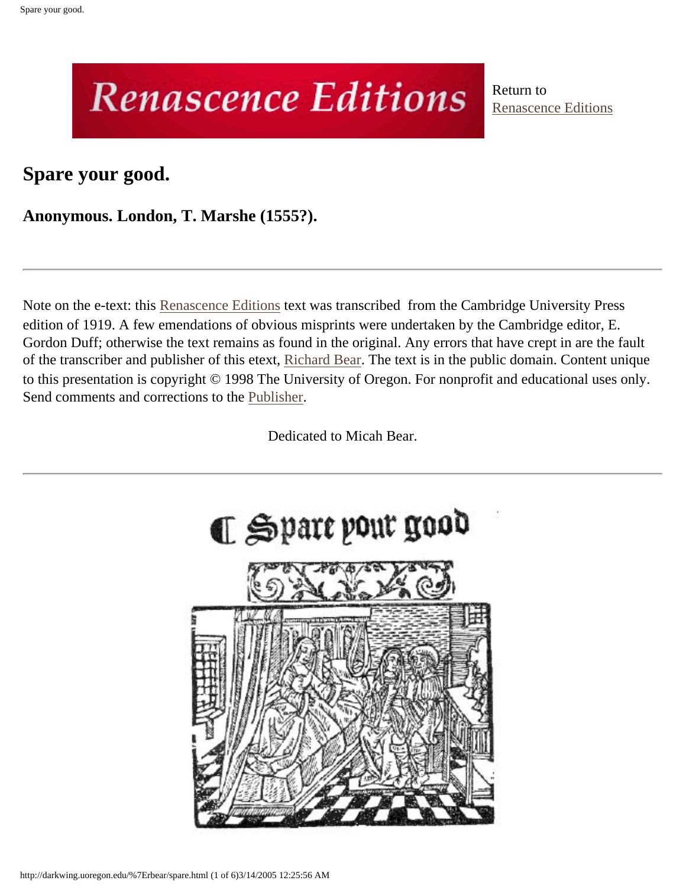Return to Renascence Editions

# Spare your good.

**Anonymous. London, T. Marshe (1555?).**

---

Note on the e-text: this Renascence Editions text was transcribed from the Cambridge University Press edition of 1919. A few emendations of obvious misprints were undertaken by the Cambridge editor, E. Gordon Duff; otherwise the text remains as found in the original. Any errors that have crept in are the fault of the transcriber and publisher of this etext, Richard Bear. The text is in the public domain. Content unique to this presentation is copyright © 1998 The University of Oregon. For nonprofit and educational uses only. Send comments and corrections to the Publisher.

Dedicated to Micah Bear.

---

¶ Spare your good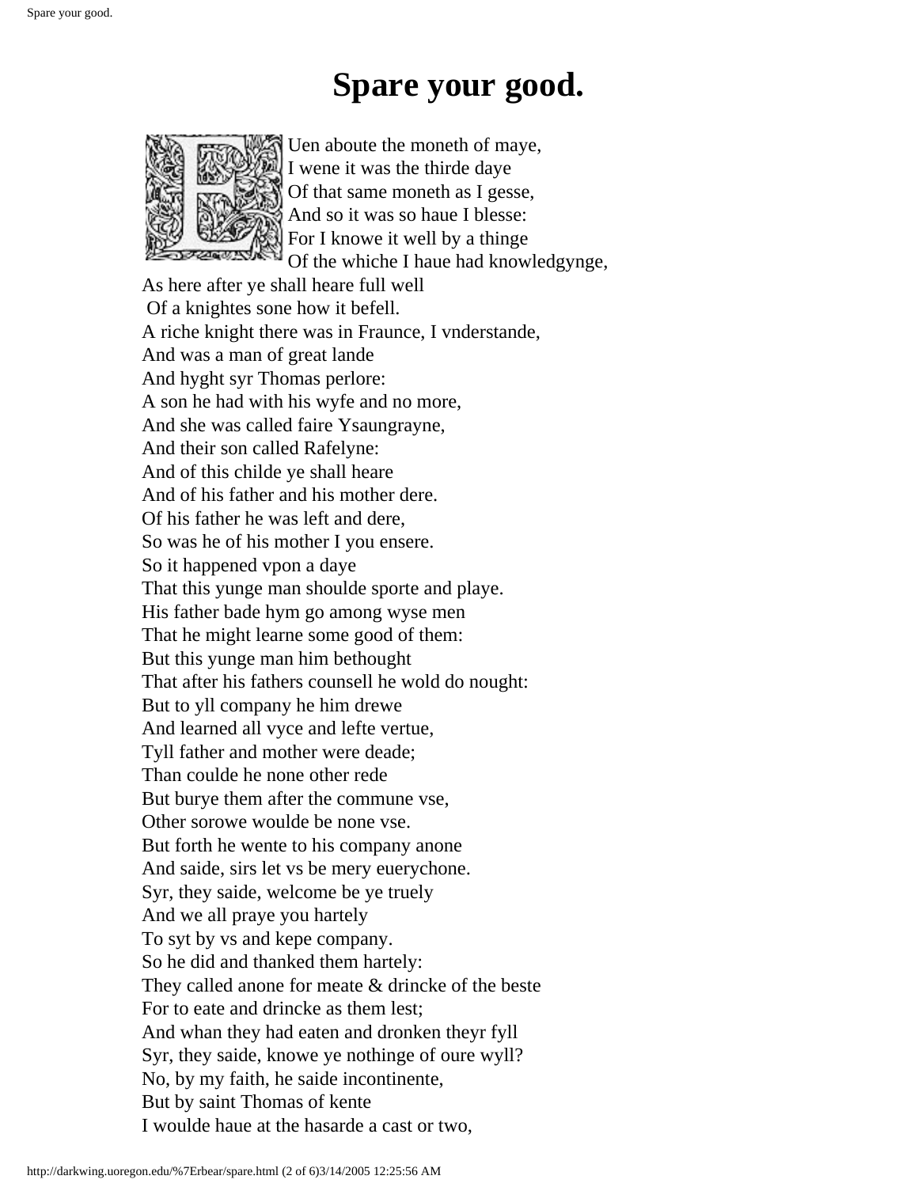# Spare your good.

EUen aboute the moneth of maye,  
I wene it was the thirde daye  
Of that same moneth as I gesse,  
And so it was so haue I blesse:  
For I knowe it well by a thinge  
Of the whiche I haue had knowledgynge,  
As here after ye shall heare full well  
Of a knightes sone how it befell.  
A riche knight there was in Fraunce, I vnderstande,  
And was a man of great lande  
And hyght syr Thomas perlore:  
A son he had with his wyfe and no more,  
And she was called faire Ysaungrayne,  
And their son called Rafelyne:  
And of this childe ye shall heare  
And of his father and his mother dere.  
Of his father he was left and dere,  
So was he of his mother I you ensere.  
So it happened vpon a daye  
That this yunge man shoulde sporte and playe.  
His father bade hym go among wyse men  
That he might learne some good of them:  
But this yunge man him bethought  
That after his fathers counsell he wold do nought:  
But to yll company he him drewe  
And learned all vyce and lefte vertue,  
Tyll father and mother were deade;  
Than coulde he none other rede  
But burye them after the commune vse,  
Other sorowe woulde be none vse.  
But forth he wente to his company anone  
And saide, sirs let vs be mery euerychone.  
Syr, they saide, welcome be ye truely  
And we all praye you hartely  
To syt by vs and kepe company.  
So he did and thanked them hartely:  
They called anone for meate & drincke of the beste  
For to eate and drincke as them lest;  
And whan they had eaten and dronken theyr fyll  
Syr, they saide, knowe ye nothinge of oure wyll?  
No, by my faith, he saide incontinente,  
But by saint Thomas of kente  
I woulde haue at the hasarde a cast or two,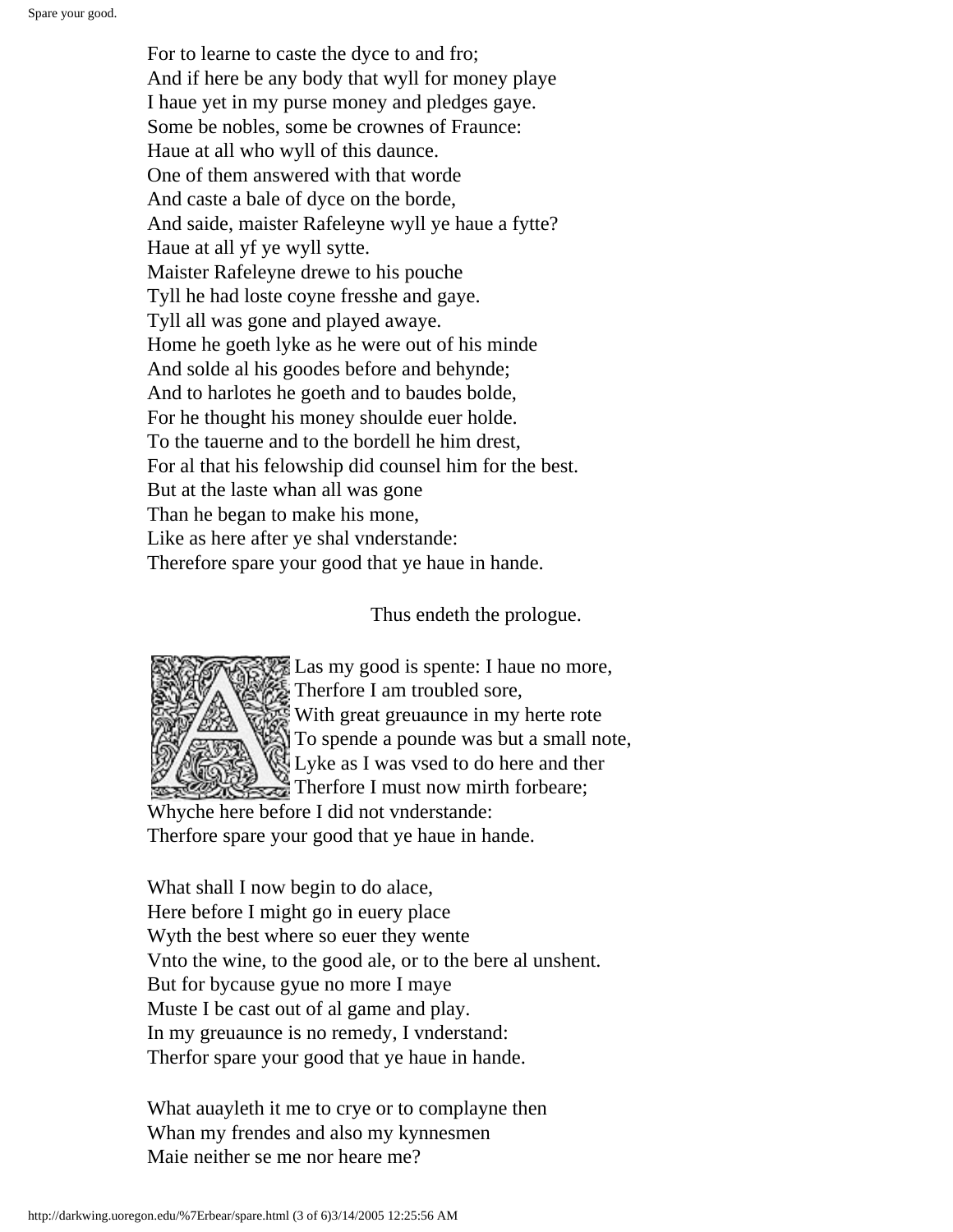For to learne to caste the dyce to and fro;  
And if here be any body that wyll for money playe  
I haue yet in my purse money and pledges gaye.  
Some be nobles, some be crownes of Fraunce:  
Haue at all who wyll of this daunce.  
One of them answered with that worde  
And caste a bale of dyce on the borde,  
And saide, maister Rafeleyne wyll ye haue a fytte?  
Haue at all yf ye wyll sytte.  
Maister Rafeleyne drewe to his pouche  
Tyll he had loste coyne fresshe and gaye.  
Tyll all was gone and played awaye.  
Home he goeth lyke as he were out of his minde  
And solde al his goodes before and behynde;  
And to harlotes he goeth and to baudes bolde,  
For he thought his money shoulde euer holde.  
To the tauerne and to the bordell he him drest,  
For al that his felowship did counsel him for the best.  
But at the laste whan all was gone  
Than he began to make his mone,  
Like as here after ye shal vnderstande:  
Therefore spare your good that ye haue in hande.

Thus endeth the prologue.

ALas my good is spente: I haue no more,  
Therfore I am troubled sore,  
With great greuaunce in my herte rote  
To spende a pounde was but a small note,  
Lyke as I was vsed to do here and ther  
Therfore I must now mirth forbeare;  
Whyche here before I did not vnderstande:  
Therfore spare your good that ye haue in hande.

What shall I now begin to do alace,  
Here before I might go in euery place  
Wyth the best where so euer they wente  
Vnto the wine, to the good ale, or to the bere al unshent.  
But for bycause gyue no more I maye  
Muste I be cast out of al game and play.  
In my greuaunce is no remedy, I vnderstand:  
Therfor spare your good that ye haue in hande.

What auayleth it me to crye or to complayne then  
Whan my frendes and also my kynnesmen  
Maie neither se me nor heare me?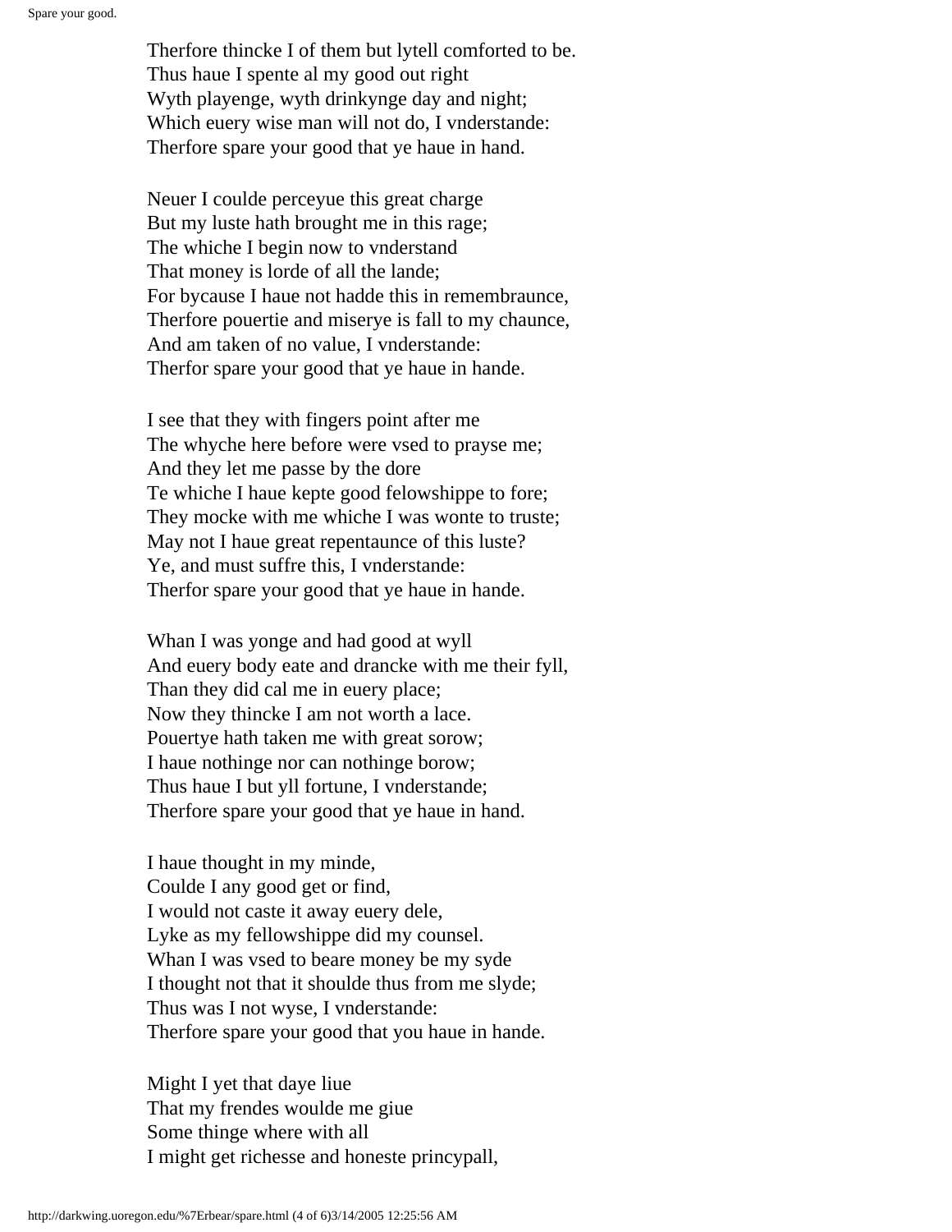Therfore thincke I of them but lytell comforted to be.
Thus haue I spente al my good out right
Wyth playenge, wyth drinkynge day and night;
Which euery wise man will not do, I vnderstande:
Therfore spare your good that ye haue in hand.

Neuer I coulde perceyue this great charge
But my luste hath brought me in this rage;
The whiche I begin now to vnderstand
That money is lorde of all the lande;
For bycause I haue not hadde this in remembraunce,
Therfore pouertie and miserye is fall to my chaunce,
And am taken of no value, I vnderstande:
Therfor spare your good that ye haue in hande.

I see that they with fingers point after me
The whyche here before were vsed to prayse me;
And they let me passe by the dore
Te whiche I haue kepte good felowshippe to fore;
They mocke with me whiche I was wonte to truste;
May not I haue great repentaunce of this luste?
Ye, and must suffre this, I vnderstande:
Therfor spare your good that ye haue in hande.

Whan I was yonge and had good at wyll
And euery body eate and drancke with me their fyll,
Than they did cal me in euery place;
Now they thincke I am not worth a lace.
Pouertye hath taken me with great sorow;
I haue nothinge nor can nothinge borow;
Thus haue I but yll fortune, I vnderstande;
Therfore spare your good that ye haue in hand.

I haue thought in my minde,
Coulde I any good get or find,
I would not caste it away euery dele,
Lyke as my fellowshippe did my counsel.
Whan I was vsed to beare money be my syde
I thought not that it shoulde thus from me slyde;
Thus was I not wyse, I vnderstande:
Therfore spare your good that you haue in hande.

Might I yet that daye liue
That my frendes woulde me giue
Some thinge where with all
I might get richesse and honeste princypall,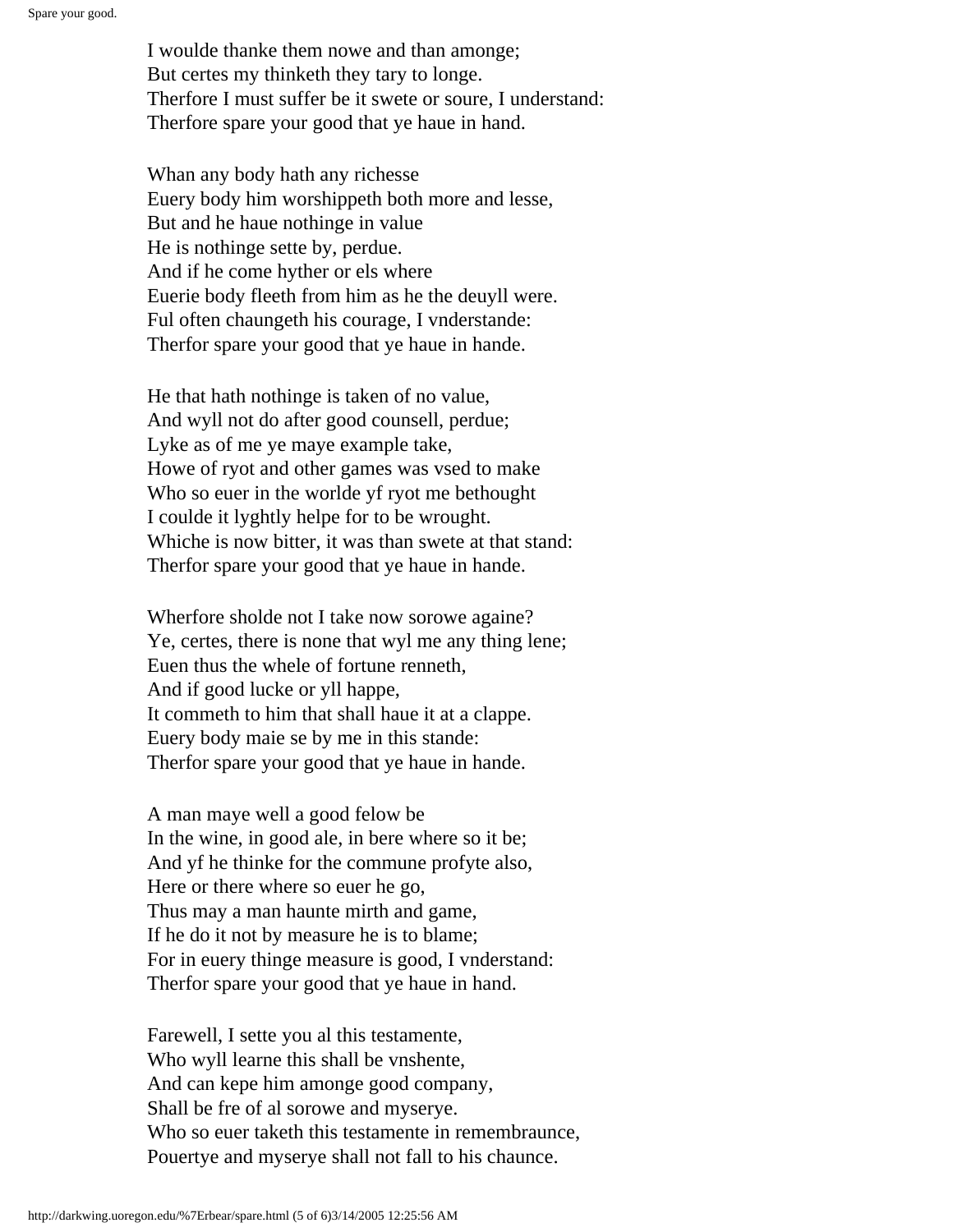I woulde thanke them nowe and than amonge;
But certes my thinketh they tary to longe.
Therfore I must suffer be it swete or soure, I understand:
Therfore spare your good that ye haue in hand.

Whan any body hath any richesse
Euery body him worshippeth both more and lesse,
But and he haue nothinge in value
He is nothinge sette by, perdue.
And if he come hyther or els where
Euerie body fleeth from him as he the deuyll were.
Ful often chaungeth his courage, I vnderstande:
Therfor spare your good that ye haue in hande.

He that hath nothinge is taken of no value,
And wyll not do after good counsell, perdue;
Lyke as of me ye maye example take,
Howe of ryot and other games was vsed to make
Who so euer in the worlde yf ryot me bethought
I coulde it lyghtly helpe for to be wrought.
Whiche is now bitter, it was than swete at that stand:
Therfor spare your good that ye haue in hande.

Wherfore sholde not I take now sorowe againe?
Ye, certes, there is none that wyl me any thing lene;
Euen thus the whele of fortune renneth,
And if good lucke or yll happe,
It commeth to him that shall haue it at a clappe.
Euery body maie se by me in this stande:
Therfor spare your good that ye haue in hande.

A man maye well a good felow be
In the wine, in good ale, in bere where so it be;
And yf he thinke for the commune profyte also,
Here or there where so euer he go,
Thus may a man haunte mirth and game,
If he do it not by measure he is to blame;
For in euery thinge measure is good, I vnderstand:
Therfor spare your good that ye haue in hand.

Farewell, I sette you al this testamente,
Who wyll learne this shall be vnshente,
And can kepe him amonge good company,
Shall be fre of al sorowe and myserye.
Who so euer taketh this testamente in remembraunce,
Pouertye and myserye shall not fall to his chaunce.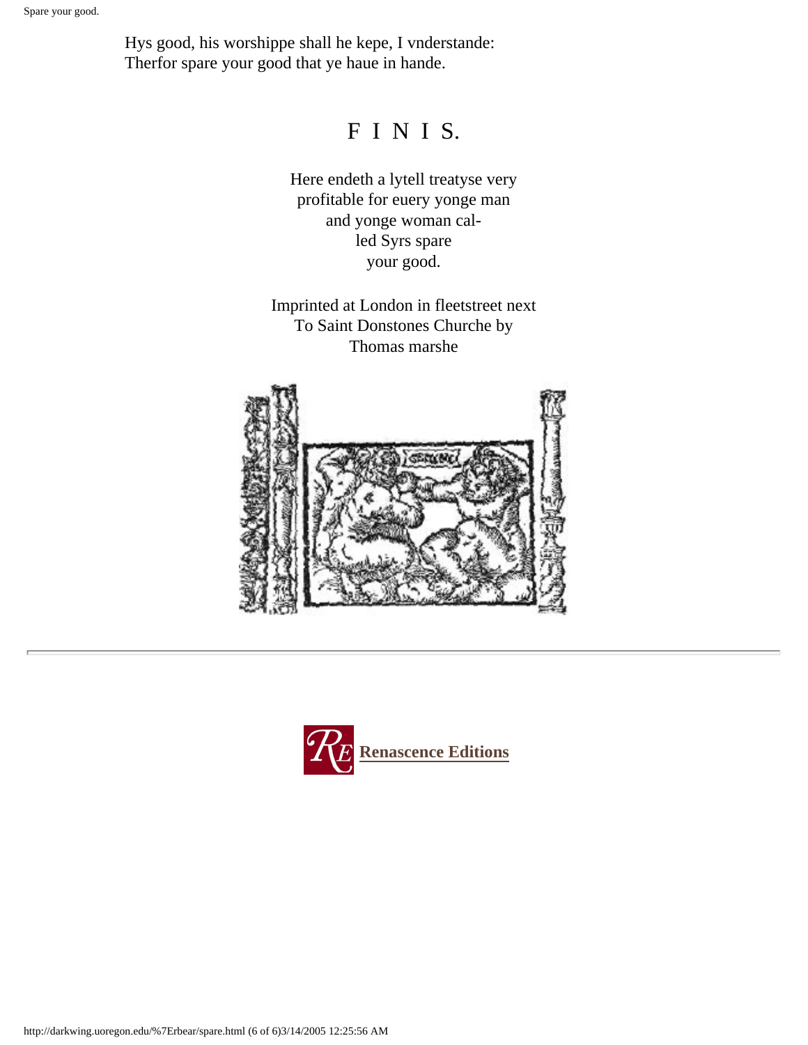Hys good, his worshippe shall he kepe, I vnderstande:
Therfor spare your good that ye haue in hande.

## F I N I S.

Here endeth a lytell treatyse very
profitable for euery yonge man
and yonge woman cal-
led Syrs spare
your good.

Imprinted at London in fleetstreet next
To Saint Donstones Churche by
Thomas marshe

---

Renascence Editions